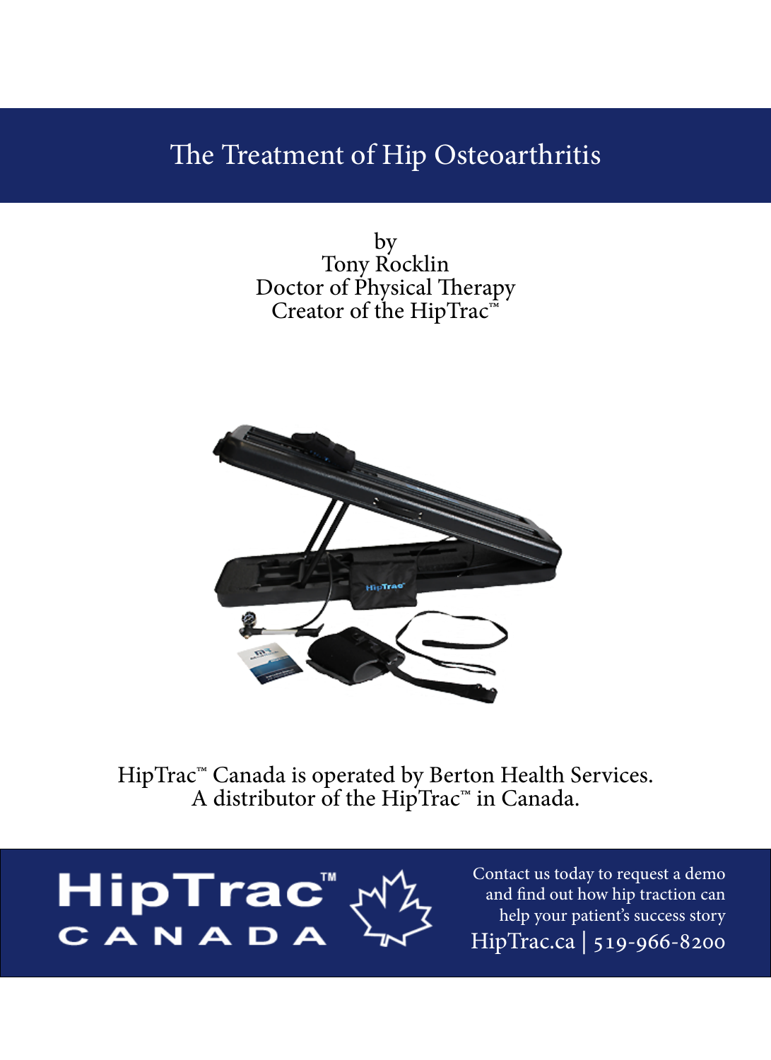# The Treatment of Hip Osteoarthritis

by
Tony Rocklin
Doctor of Physical Therapy
Creator of the HipTrac™

HipTrac™ Canada is operated by Berton Health Services.
A distributor of the HipTrac™ in Canada.

HipTrac™ CANADA

Contact us today to request a demo and find out how hip traction can help your patient's success story

HipTrac.ca | 519-966-8200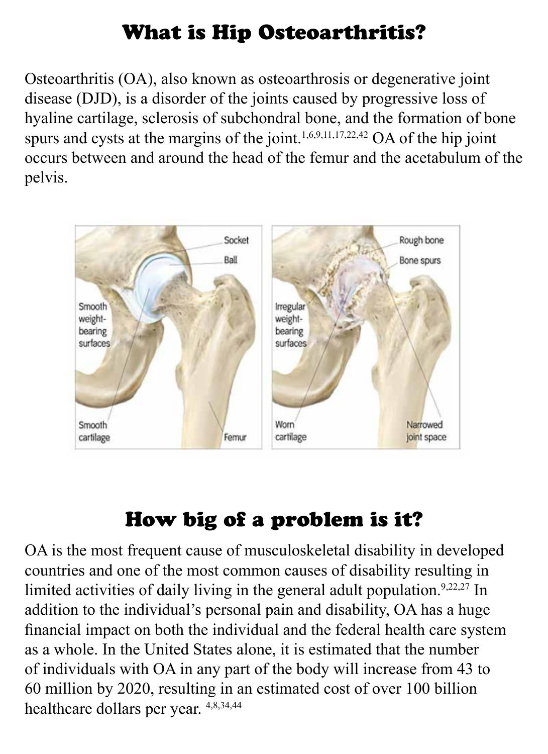# What is Hip Osteoarthritis?

Osteoarthritis (OA), also known as osteoarthrosis or degenerative joint disease (DJD), is a disorder of the joints caused by progressive loss of hyaline cartilage, sclerosis of subchondral bone, and the formation of bone spurs and cysts at the margins of the joint.[1,6,9,11,17,22,42] OA of the hip joint occurs between and around the head of the femur and the acetabulum of the pelvis.

# How big of a problem is it?

OA is the most frequent cause of musculoskeletal disability in developed countries and one of the most common causes of disability resulting in limited activities of daily living in the general adult population.[9,22,27] In addition to the individual's personal pain and disability, OA has a huge financial impact on both the individual and the federal health care system as a whole. In the United States alone, it is estimated that the number of individuals with OA in any part of the body will increase from 43 to 60 million by 2020, resulting in an estimated cost of over 100 billion healthcare dollars per year.[4,8,34,44]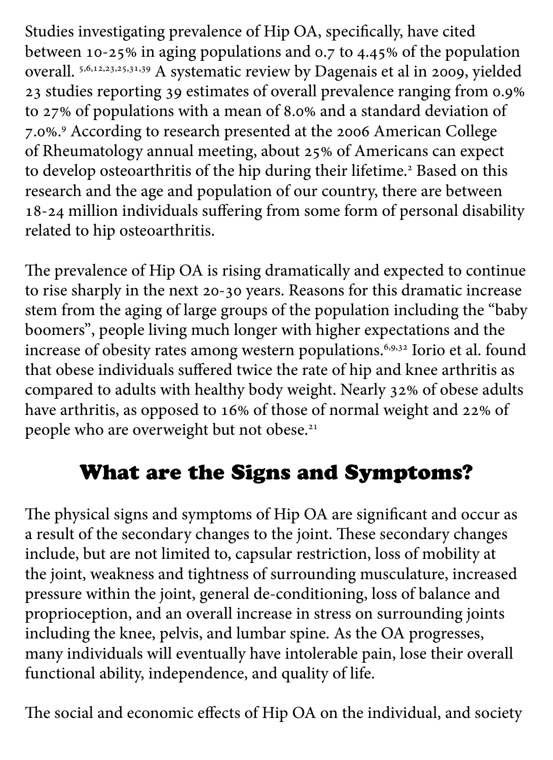Studies investigating prevalence of Hip OA, specifically, have cited between 10-25% in aging populations and 0.7 to 4.45% of the population overall. [5,6,12,23,25,31,39] A systematic review by Dagenais et al in 2009, yielded 23 studies reporting 39 estimates of overall prevalence ranging from 0.9% to 27% of populations with a mean of 8.0% and a standard deviation of 7.0%.[9] According to research presented at the 2006 American College of Rheumatology annual meeting, about 25% of Americans can expect to develop osteoarthritis of the hip during their lifetime.[2] Based on this research and the age and population of our country, there are between 18-24 million individuals suffering from some form of personal disability related to hip osteoarthritis.

The prevalence of Hip OA is rising dramatically and expected to continue to rise sharply in the next 20-30 years. Reasons for this dramatic increase stem from the aging of large groups of the population including the "baby boomers", people living much longer with higher expectations and the increase of obesity rates among western populations.[6,9,32] Iorio et al. found that obese individuals suffered twice the rate of hip and knee arthritis as compared to adults with healthy body weight. Nearly 32% of obese adults have arthritis, as opposed to 16% of those of normal weight and 22% of people who are overweight but not obese.[21]

## What are the Signs and Symptoms?

The physical signs and symptoms of Hip OA are significant and occur as a result of the secondary changes to the joint. These secondary changes include, but are not limited to, capsular restriction, loss of mobility at the joint, weakness and tightness of surrounding musculature, increased pressure within the joint, general de-conditioning, loss of balance and proprioception, and an overall increase in stress on surrounding joints including the knee, pelvis, and lumbar spine. As the OA progresses, many individuals will eventually have intolerable pain, lose their overall functional ability, independence, and quality of life.

The social and economic effects of Hip OA on the individual, and society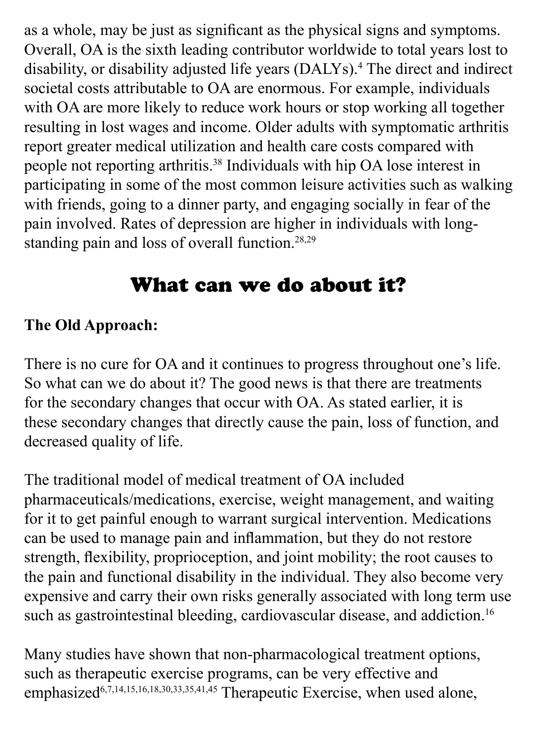as a whole, may be just as significant as the physical signs and symptoms. Overall, OA is the sixth leading contributor worldwide to total years lost to disability, or disability adjusted life years (DALYs).[4] The direct and indirect societal costs attributable to OA are enormous. For example, individuals with OA are more likely to reduce work hours or stop working all together resulting in lost wages and income. Older adults with symptomatic arthritis report greater medical utilization and health care costs compared with people not reporting arthritis.[38] Individuals with hip OA lose interest in participating in some of the most common leisure activities such as walking with friends, going to a dinner party, and engaging socially in fear of the pain involved. Rates of depression are higher in individuals with long-standing pain and loss of overall function.[28,29]

## What can we do about it?

**The Old Approach:**

There is no cure for OA and it continues to progress throughout one's life. So what can we do about it? The good news is that there are treatments for the secondary changes that occur with OA. As stated earlier, it is these secondary changes that directly cause the pain, loss of function, and decreased quality of life.

The traditional model of medical treatment of OA included pharmaceuticals/medications, exercise, weight management, and waiting for it to get painful enough to warrant surgical intervention. Medications can be used to manage pain and inflammation, but they do not restore strength, flexibility, proprioception, and joint mobility; the root causes to the pain and functional disability in the individual. They also become very expensive and carry their own risks generally associated with long term use such as gastrointestinal bleeding, cardiovascular disease, and addiction.[16]

Many studies have shown that non-pharmacological treatment options, such as therapeutic exercise programs, can be very effective and emphasized[6,7,14,15,16,18,30,33,35,41,45] Therapeutic Exercise, when used alone,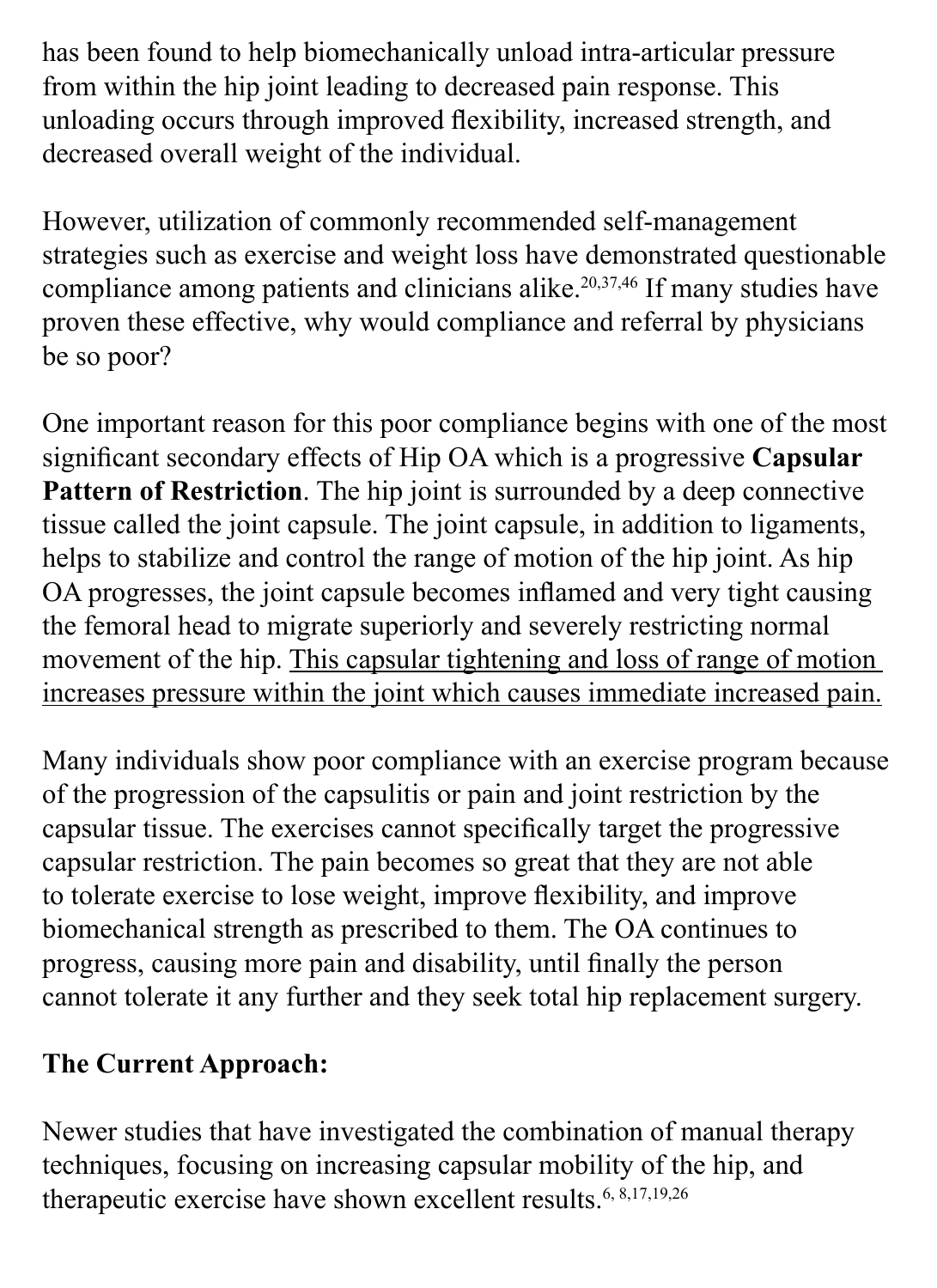has been found to help biomechanically unload intra-articular pressure from within the hip joint leading to decreased pain response. This unloading occurs through improved flexibility, increased strength, and decreased overall weight of the individual.

However, utilization of commonly recommended self-management strategies such as exercise and weight loss have demonstrated questionable compliance among patients and clinicians alike.[20,37,46] If many studies have proven these effective, why would compliance and referral by physicians be so poor?

One important reason for this poor compliance begins with one of the most significant secondary effects of Hip OA which is a progressive **Capsular Pattern of Restriction**. The hip joint is surrounded by a deep connective tissue called the joint capsule. The joint capsule, in addition to ligaments, helps to stabilize and control the range of motion of the hip joint. As hip OA progresses, the joint capsule becomes inflamed and very tight causing the femoral head to migrate superiorly and severely restricting normal movement of the hip. <u>This capsular tightening and loss of range of motion increases pressure within the joint which causes immediate increased pain.</u>

Many individuals show poor compliance with an exercise program because of the progression of the capsulitis or pain and joint restriction by the capsular tissue. The exercises cannot specifically target the progressive capsular restriction. The pain becomes so great that they are not able to tolerate exercise to lose weight, improve flexibility, and improve biomechanical strength as prescribed to them. The OA continues to progress, causing more pain and disability, until finally the person cannot tolerate it any further and they seek total hip replacement surgery.

**The Current Approach:**

Newer studies that have investigated the combination of manual therapy techniques, focusing on increasing capsular mobility of the hip, and therapeutic exercise have shown excellent results.[6, 8,17,19,26]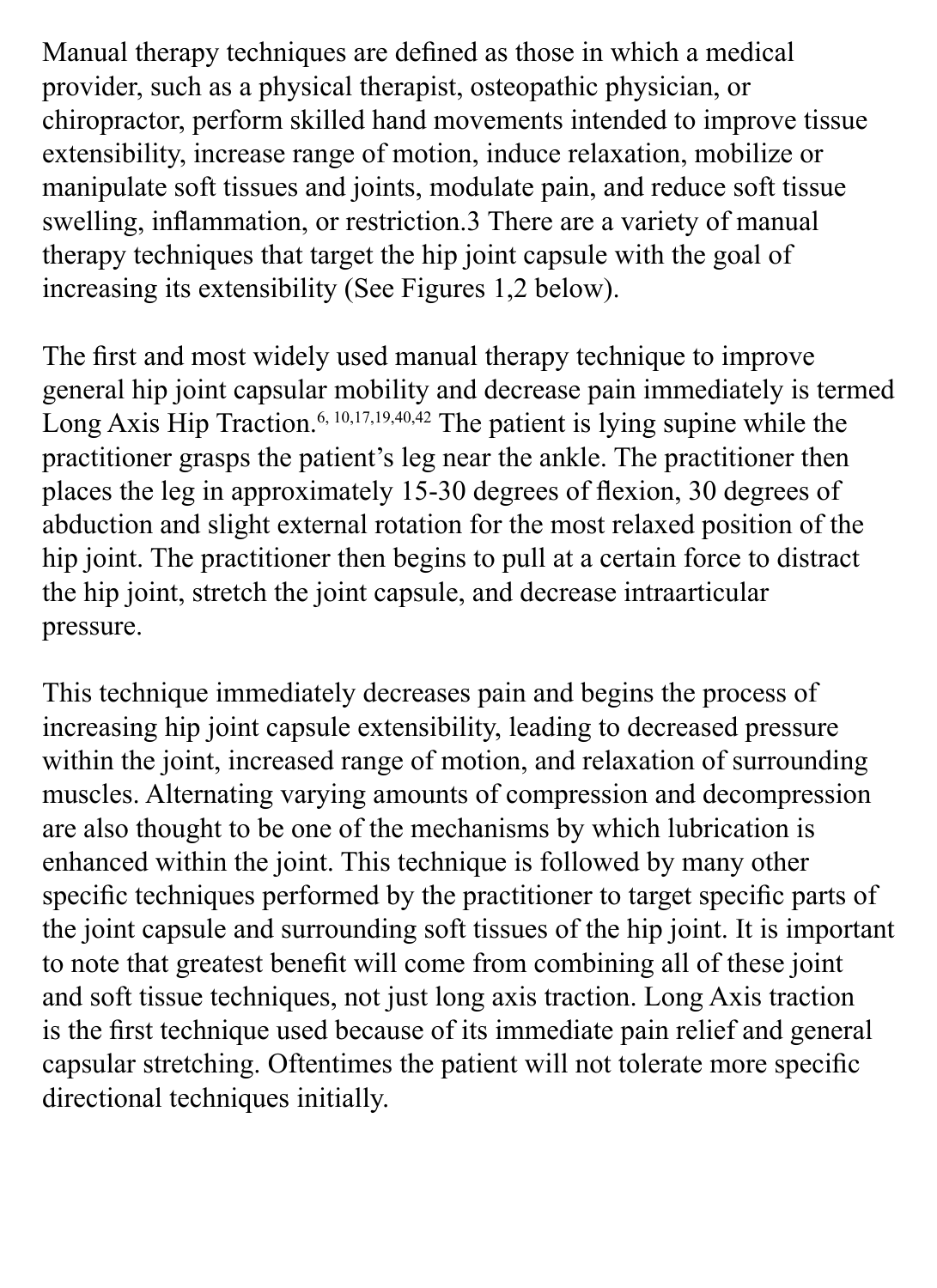Manual therapy techniques are defined as those in which a medical provider, such as a physical therapist, osteopathic physician, or chiropractor, perform skilled hand movements intended to improve tissue extensibility, increase range of motion, induce relaxation, mobilize or manipulate soft tissues and joints, modulate pain, and reduce soft tissue swelling, inflammation, or restriction.3 There are a variety of manual therapy techniques that target the hip joint capsule with the goal of increasing its extensibility (See Figures 1,2 below).

The first and most widely used manual therapy technique to improve general hip joint capsular mobility and decrease pain immediately is termed Long Axis Hip Traction.[6, 10,17,19,40,42] The patient is lying supine while the practitioner grasps the patient's leg near the ankle. The practitioner then places the leg in approximately 15-30 degrees of flexion, 30 degrees of abduction and slight external rotation for the most relaxed position of the hip joint. The practitioner then begins to pull at a certain force to distract the hip joint, stretch the joint capsule, and decrease intraarticular pressure.

This technique immediately decreases pain and begins the process of increasing hip joint capsule extensibility, leading to decreased pressure within the joint, increased range of motion, and relaxation of surrounding muscles. Alternating varying amounts of compression and decompression are also thought to be one of the mechanisms by which lubrication is enhanced within the joint. This technique is followed by many other specific techniques performed by the practitioner to target specific parts of the joint capsule and surrounding soft tissues of the hip joint. It is important to note that greatest benefit will come from combining all of these joint and soft tissue techniques, not just long axis traction. Long Axis traction is the first technique used because of its immediate pain relief and general capsular stretching. Oftentimes the patient will not tolerate more specific directional techniques initially.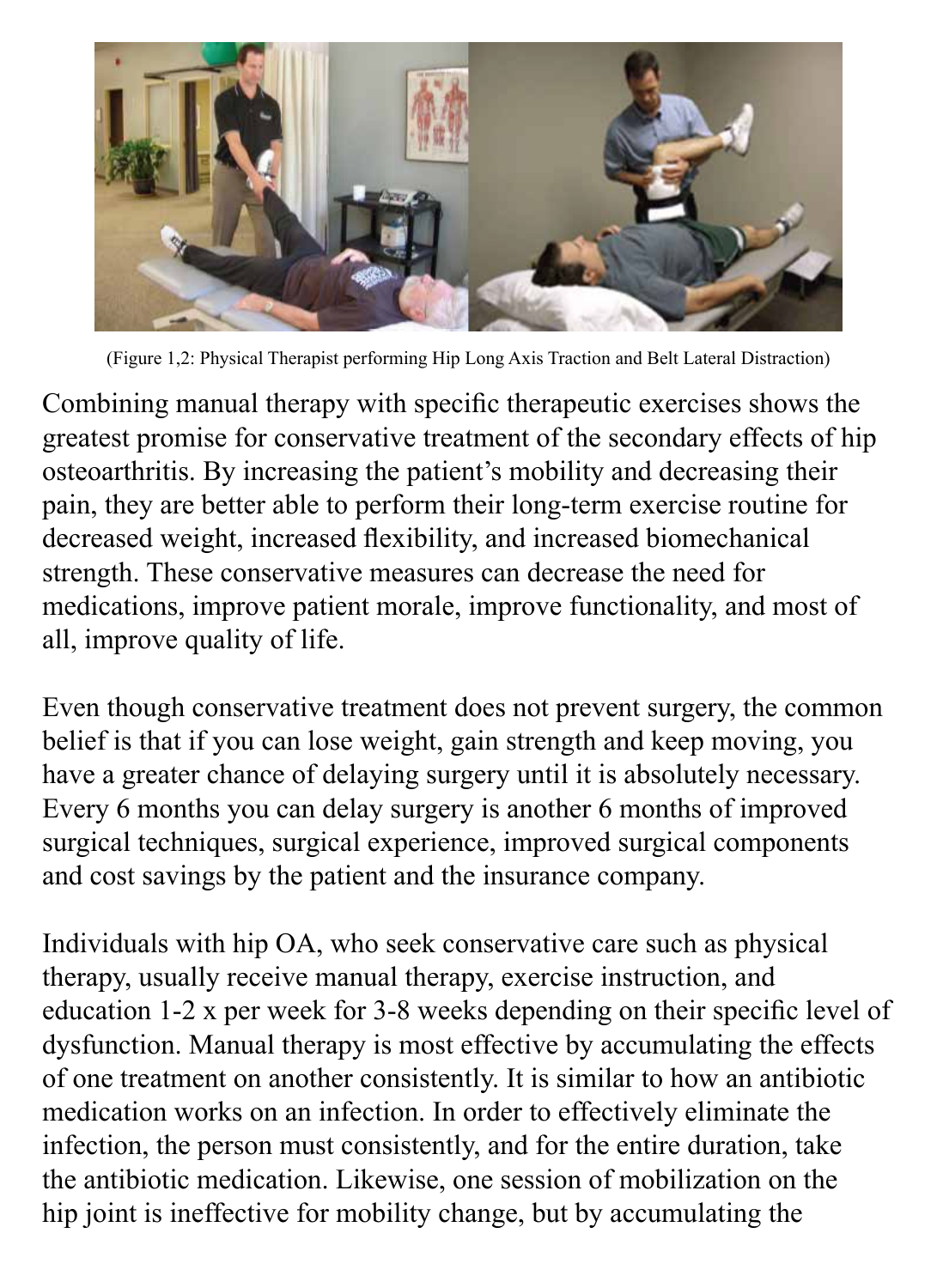(Figure 1,2: Physical Therapist performing Hip Long Axis Traction and Belt Lateral Distraction)

Combining manual therapy with specific therapeutic exercises shows the greatest promise for conservative treatment of the secondary effects of hip osteoarthritis. By increasing the patient's mobility and decreasing their pain, they are better able to perform their long-term exercise routine for decreased weight, increased flexibility, and increased biomechanical strength. These conservative measures can decrease the need for medications, improve patient morale, improve functionality, and most of all, improve quality of life.

Even though conservative treatment does not prevent surgery, the common belief is that if you can lose weight, gain strength and keep moving, you have a greater chance of delaying surgery until it is absolutely necessary. Every 6 months you can delay surgery is another 6 months of improved surgical techniques, surgical experience, improved surgical components and cost savings by the patient and the insurance company.

Individuals with hip OA, who seek conservative care such as physical therapy, usually receive manual therapy, exercise instruction, and education 1-2 x per week for 3-8 weeks depending on their specific level of dysfunction. Manual therapy is most effective by accumulating the effects of one treatment on another consistently. It is similar to how an antibiotic medication works on an infection. In order to effectively eliminate the infection, the person must consistently, and for the entire duration, take the antibiotic medication. Likewise, one session of mobilization on the hip joint is ineffective for mobility change, but by accumulating the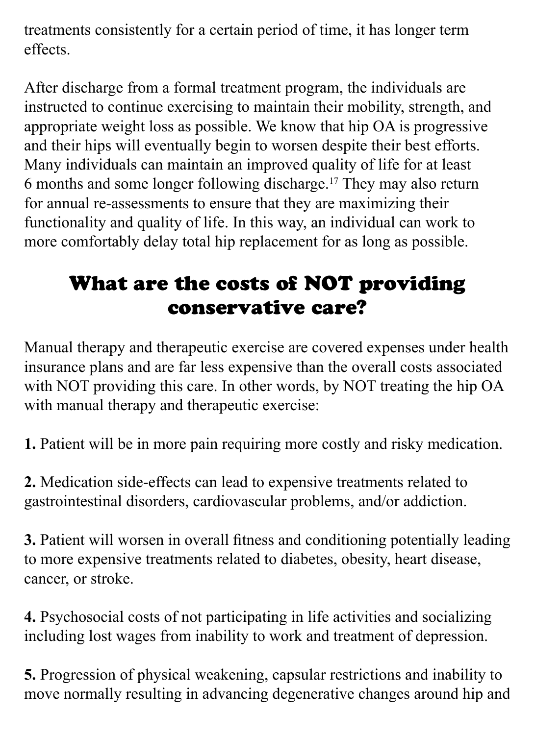treatments consistently for a certain period of time, it has longer term effects.

After discharge from a formal treatment program, the individuals are instructed to continue exercising to maintain their mobility, strength, and appropriate weight loss as possible. We know that hip OA is progressive and their hips will eventually begin to worsen despite their best efforts. Many individuals can maintain an improved quality of life for at least 6 months and some longer following discharge.[17] They may also return for annual re-assessments to ensure that they are maximizing their functionality and quality of life. In this way, an individual can work to more comfortably delay total hip replacement for as long as possible.

## What are the costs of NOT providing conservative care?

Manual therapy and therapeutic exercise are covered expenses under health insurance plans and are far less expensive than the overall costs associated with NOT providing this care. In other words, by NOT treating the hip OA with manual therapy and therapeutic exercise:

**1.** Patient will be in more pain requiring more costly and risky medication.

**2.** Medication side-effects can lead to expensive treatments related to gastrointestinal disorders, cardiovascular problems, and/or addiction.

**3.** Patient will worsen in overall fitness and conditioning potentially leading to more expensive treatments related to diabetes, obesity, heart disease, cancer, or stroke.

**4.** Psychosocial costs of not participating in life activities and socializing including lost wages from inability to work and treatment of depression.

**5.** Progression of physical weakening, capsular restrictions and inability to move normally resulting in advancing degenerative changes around hip and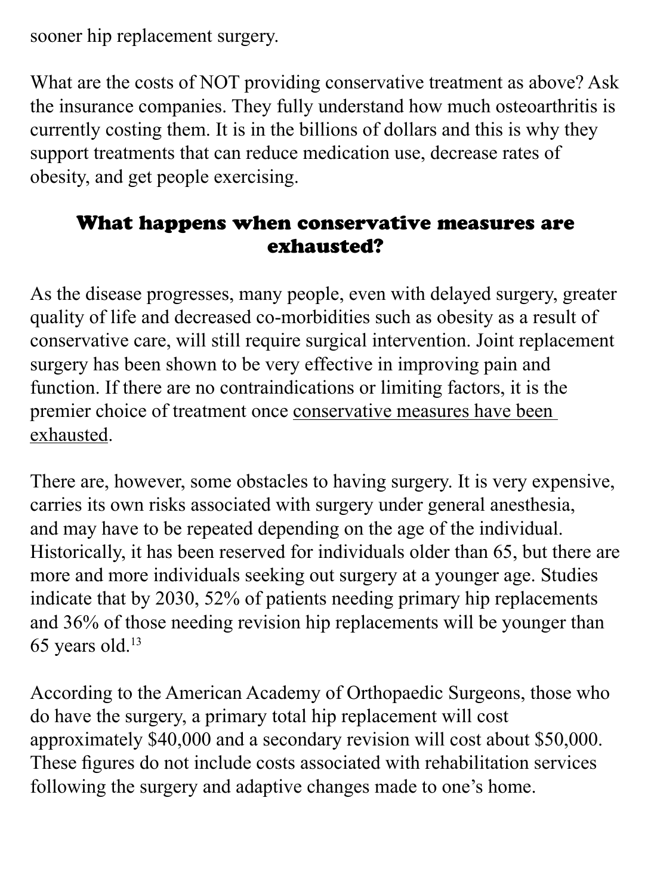sooner hip replacement surgery.

What are the costs of NOT providing conservative treatment as above? Ask the insurance companies. They fully understand how much osteoarthritis is currently costing them. It is in the billions of dollars and this is why they support treatments that can reduce medication use, decrease rates of obesity, and get people exercising.

## What happens when conservative measures are exhausted?

As the disease progresses, many people, even with delayed surgery, greater quality of life and decreased co-morbidities such as obesity as a result of conservative care, will still require surgical intervention. Joint replacement surgery has been shown to be very effective in improving pain and function. If there are no contraindications or limiting factors, it is the premier choice of treatment once conservative measures have been exhausted.

There are, however, some obstacles to having surgery. It is very expensive, carries its own risks associated with surgery under general anesthesia, and may have to be repeated depending on the age of the individual. Historically, it has been reserved for individuals older than 65, but there are more and more individuals seeking out surgery at a younger age. Studies indicate that by 2030, 52% of patients needing primary hip replacements and 36% of those needing revision hip replacements will be younger than 65 years old.[13]

According to the American Academy of Orthopaedic Surgeons, those who do have the surgery, a primary total hip replacement will cost approximately $40,000 and a secondary revision will cost about $50,000. These figures do not include costs associated with rehabilitation services following the surgery and adaptive changes made to one's home.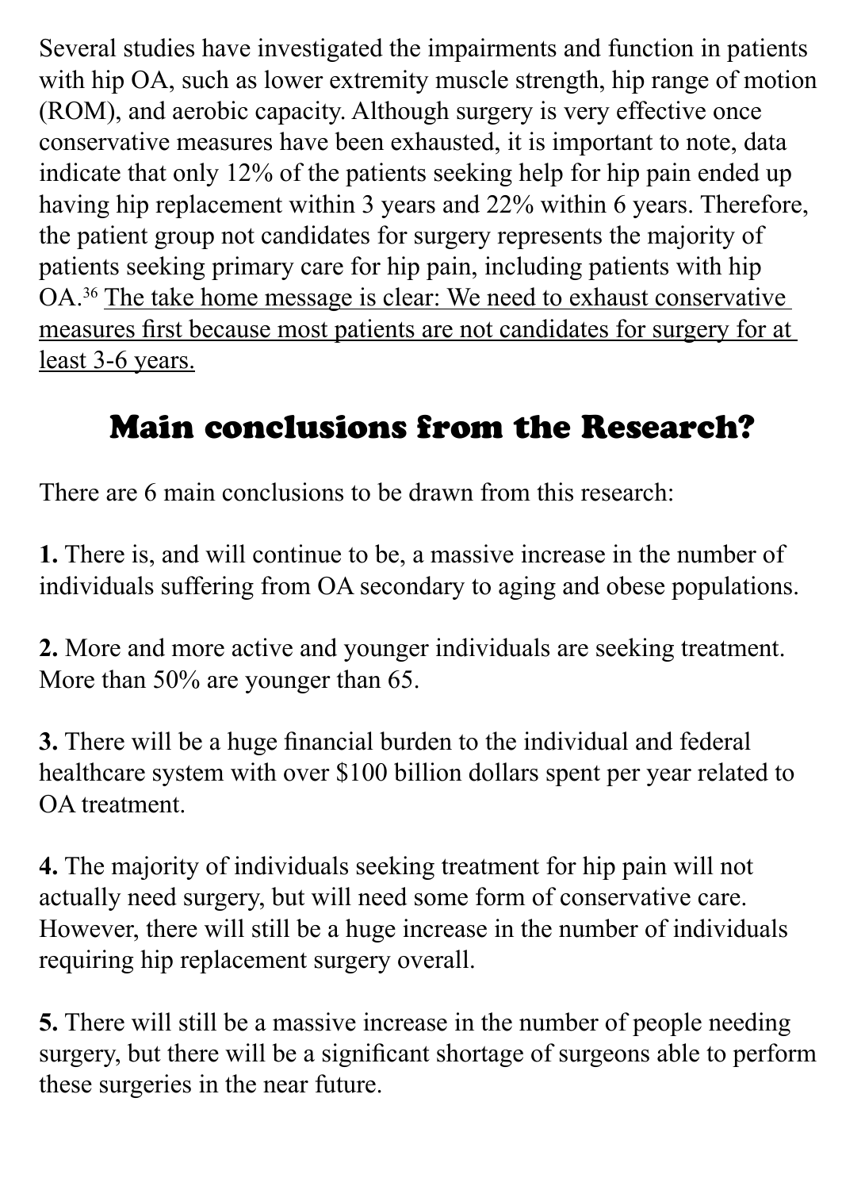Several studies have investigated the impairments and function in patients with hip OA, such as lower extremity muscle strength, hip range of motion (ROM), and aerobic capacity. Although surgery is very effective once conservative measures have been exhausted, it is important to note, data indicate that only 12% of the patients seeking help for hip pain ended up having hip replacement within 3 years and 22% within 6 years. Therefore, the patient group not candidates for surgery represents the majority of patients seeking primary care for hip pain, including patients with hip OA.[36] The take home message is clear: We need to exhaust conservative measures first because most patients are not candidates for surgery for at least 3-6 years.

## Main conclusions from the Research?

There are 6 main conclusions to be drawn from this research:

**1.** There is, and will continue to be, a massive increase in the number of individuals suffering from OA secondary to aging and obese populations.

**2.** More and more active and younger individuals are seeking treatment. More than 50% are younger than 65.

**3.** There will be a huge financial burden to the individual and federal healthcare system with over $100 billion dollars spent per year related to OA treatment.

**4.** The majority of individuals seeking treatment for hip pain will not actually need surgery, but will need some form of conservative care. However, there will still be a huge increase in the number of individuals requiring hip replacement surgery overall.

**5.** There will still be a massive increase in the number of people needing surgery, but there will be a significant shortage of surgeons able to perform these surgeries in the near future.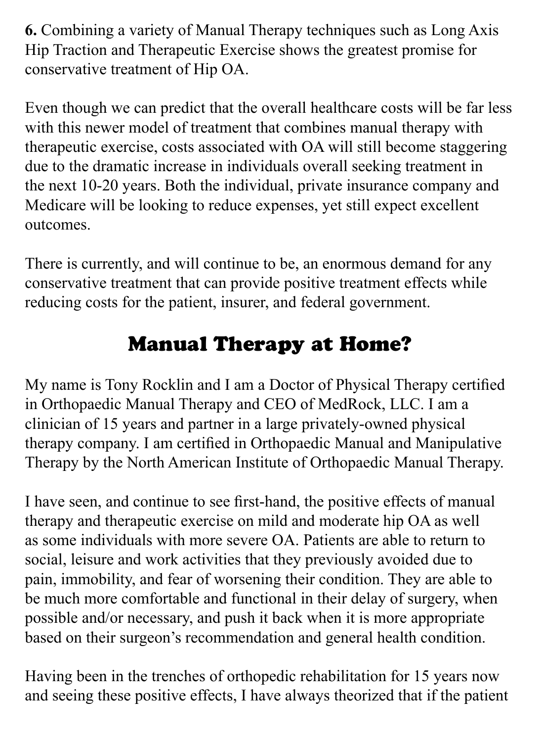**6.** Combining a variety of Manual Therapy techniques such as Long Axis Hip Traction and Therapeutic Exercise shows the greatest promise for conservative treatment of Hip OA.

Even though we can predict that the overall healthcare costs will be far less with this newer model of treatment that combines manual therapy with therapeutic exercise, costs associated with OA will still become staggering due to the dramatic increase in individuals overall seeking treatment in the next 10-20 years. Both the individual, private insurance company and Medicare will be looking to reduce expenses, yet still expect excellent outcomes.

There is currently, and will continue to be, an enormous demand for any conservative treatment that can provide positive treatment effects while reducing costs for the patient, insurer, and federal government.

## Manual Therapy at Home?

My name is Tony Rocklin and I am a Doctor of Physical Therapy certified in Orthopaedic Manual Therapy and CEO of MedRock, LLC. I am a clinician of 15 years and partner in a large privately-owned physical therapy company. I am certified in Orthopaedic Manual and Manipulative Therapy by the North American Institute of Orthopaedic Manual Therapy.

I have seen, and continue to see first-hand, the positive effects of manual therapy and therapeutic exercise on mild and moderate hip OA as well as some individuals with more severe OA. Patients are able to return to social, leisure and work activities that they previously avoided due to pain, immobility, and fear of worsening their condition. They are able to be much more comfortable and functional in their delay of surgery, when possible and/or necessary, and push it back when it is more appropriate based on their surgeon's recommendation and general health condition.

Having been in the trenches of orthopedic rehabilitation for 15 years now and seeing these positive effects, I have always theorized that if the patient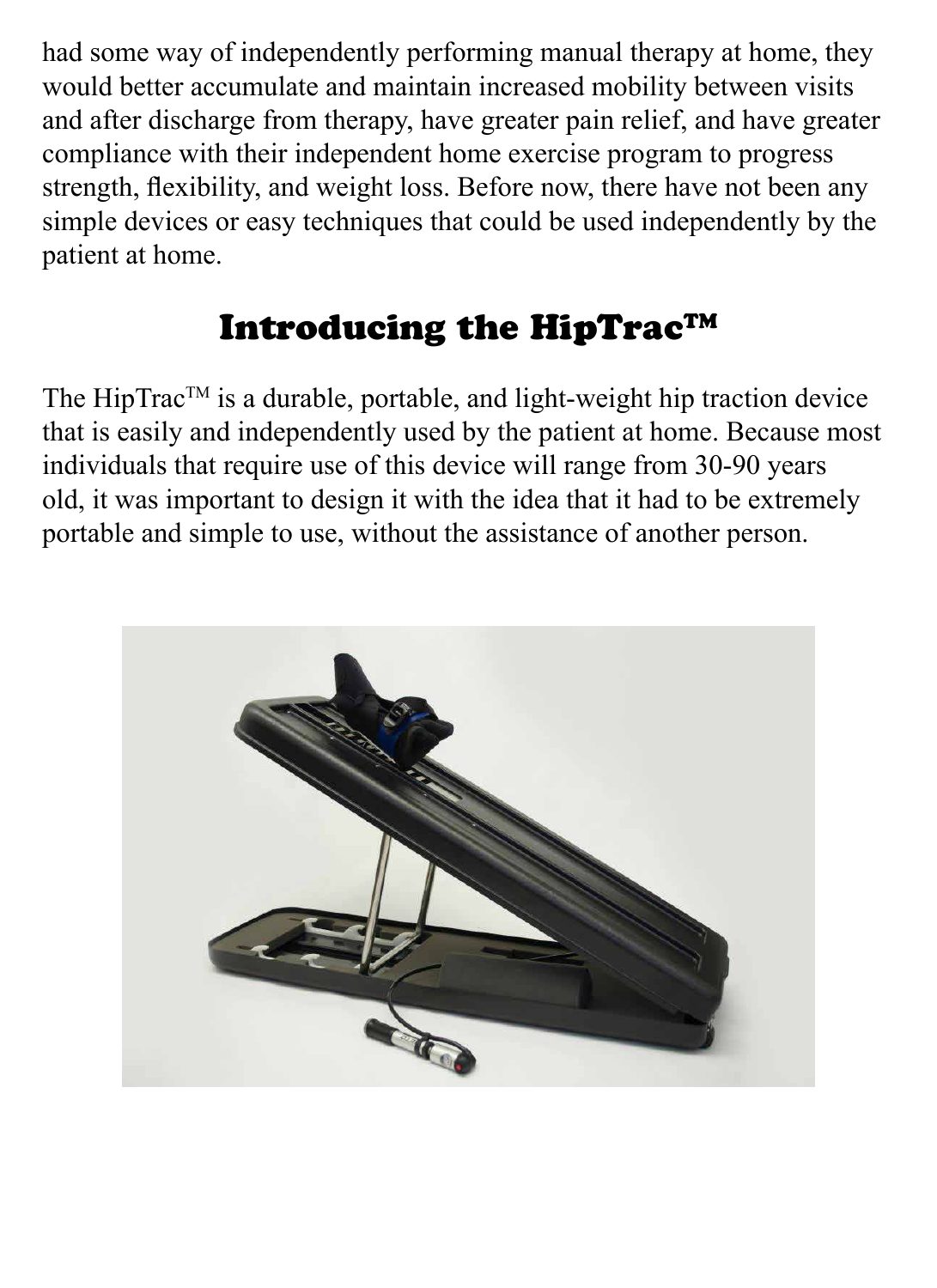had some way of independently performing manual therapy at home, they would better accumulate and maintain increased mobility between visits and after discharge from therapy, have greater pain relief, and have greater compliance with their independent home exercise program to progress strength, flexibility, and weight loss. Before now, there have not been any simple devices or easy techniques that could be used independently by the patient at home.

## Introducing the HipTrac™

The HipTrac™ is a durable, portable, and light-weight hip traction device that is easily and independently used by the patient at home. Because most individuals that require use of this device will range from 30-90 years old, it was important to design it with the idea that it had to be extremely portable and simple to use, without the assistance of another person.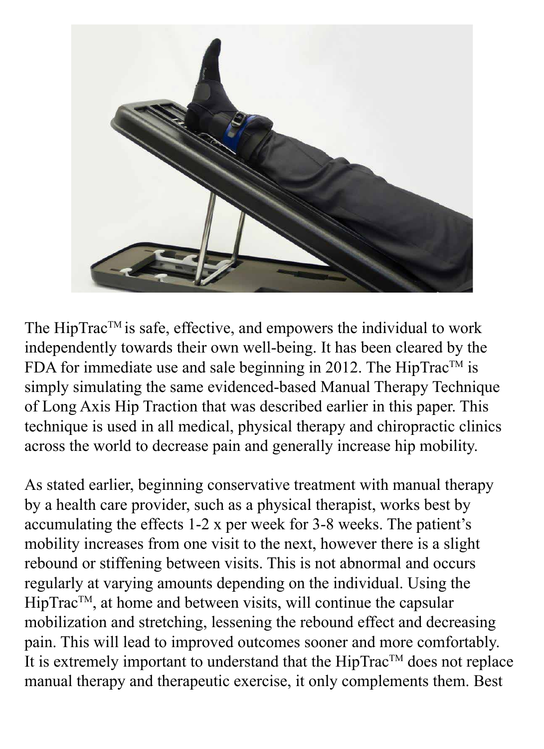The HipTrac™ is safe, effective, and empowers the individual to work independently towards their own well-being. It has been cleared by the FDA for immediate use and sale beginning in 2012. The HipTrac™ is simply simulating the same evidenced-based Manual Therapy Technique of Long Axis Hip Traction that was described earlier in this paper. This technique is used in all medical, physical therapy and chiropractic clinics across the world to decrease pain and generally increase hip mobility.

As stated earlier, beginning conservative treatment with manual therapy by a health care provider, such as a physical therapist, works best by accumulating the effects 1-2 x per week for 3-8 weeks. The patient's mobility increases from one visit to the next, however there is a slight rebound or stiffening between visits. This is not abnormal and occurs regularly at varying amounts depending on the individual. Using the HipTrac™, at home and between visits, will continue the capsular mobilization and stretching, lessening the rebound effect and decreasing pain. This will lead to improved outcomes sooner and more comfortably. It is extremely important to understand that the HipTrac™ does not replace manual therapy and therapeutic exercise, it only complements them. Best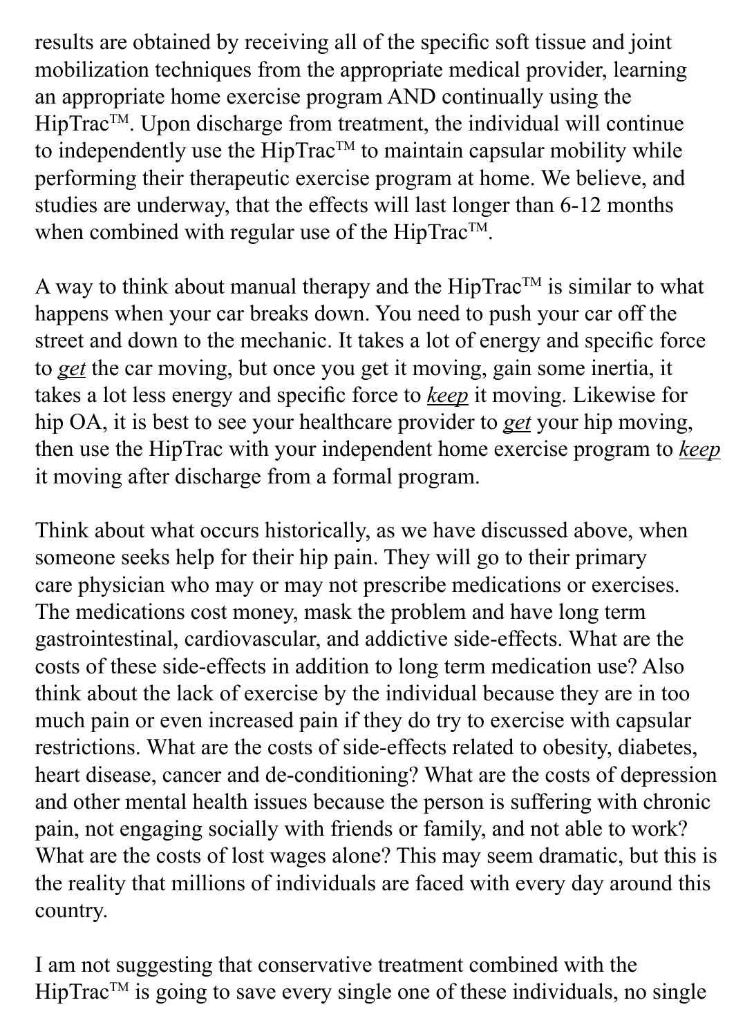results are obtained by receiving all of the specific soft tissue and joint mobilization techniques from the appropriate medical provider, learning an appropriate home exercise program AND continually using the HipTrac™. Upon discharge from treatment, the individual will continue to independently use the HipTrac™ to maintain capsular mobility while performing their therapeutic exercise program at home. We believe, and studies are underway, that the effects will last longer than 6-12 months when combined with regular use of the HipTrac™.

A way to think about manual therapy and the HipTrac™ is similar to what happens when your car breaks down. You need to push your car off the street and down to the mechanic. It takes a lot of energy and specific force to *<u>get</u>* the car moving, but once you get it moving, gain some inertia, it takes a lot less energy and specific force to *<u>keep</u>* it moving. Likewise for hip OA, it is best to see your healthcare provider to *<u>get</u>* your hip moving, then use the HipTrac with your independent home exercise program to *<u>keep</u>* it moving after discharge from a formal program.

Think about what occurs historically, as we have discussed above, when someone seeks help for their hip pain. They will go to their primary care physician who may or may not prescribe medications or exercises. The medications cost money, mask the problem and have long term gastrointestinal, cardiovascular, and addictive side-effects. What are the costs of these side-effects in addition to long term medication use? Also think about the lack of exercise by the individual because they are in too much pain or even increased pain if they do try to exercise with capsular restrictions. What are the costs of side-effects related to obesity, diabetes, heart disease, cancer and de-conditioning? What are the costs of depression and other mental health issues because the person is suffering with chronic pain, not engaging socially with friends or family, and not able to work? What are the costs of lost wages alone? This may seem dramatic, but this is the reality that millions of individuals are faced with every day around this country.

I am not suggesting that conservative treatment combined with the HipTrac™ is going to save every single one of these individuals, no single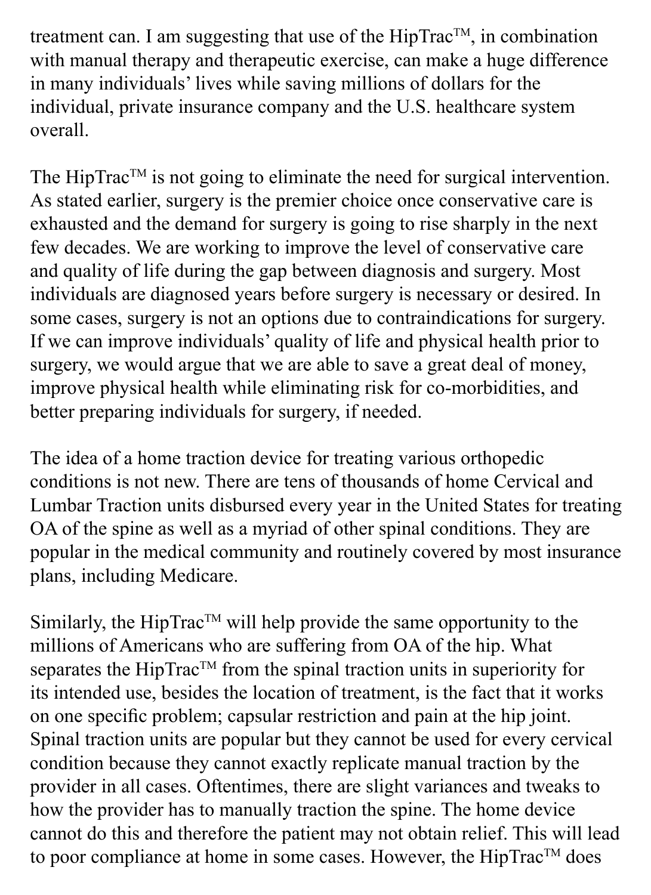treatment can. I am suggesting that use of the HipTrac™, in combination with manual therapy and therapeutic exercise, can make a huge difference in many individuals' lives while saving millions of dollars for the individual, private insurance company and the U.S. healthcare system overall.

The HipTrac™ is not going to eliminate the need for surgical intervention. As stated earlier, surgery is the premier choice once conservative care is exhausted and the demand for surgery is going to rise sharply in the next few decades. We are working to improve the level of conservative care and quality of life during the gap between diagnosis and surgery. Most individuals are diagnosed years before surgery is necessary or desired. In some cases, surgery is not an options due to contraindications for surgery. If we can improve individuals' quality of life and physical health prior to surgery, we would argue that we are able to save a great deal of money, improve physical health while eliminating risk for co-morbidities, and better preparing individuals for surgery, if needed.

The idea of a home traction device for treating various orthopedic conditions is not new. There are tens of thousands of home Cervical and Lumbar Traction units disbursed every year in the United States for treating OA of the spine as well as a myriad of other spinal conditions. They are popular in the medical community and routinely covered by most insurance plans, including Medicare.

Similarly, the HipTrac™ will help provide the same opportunity to the millions of Americans who are suffering from OA of the hip. What separates the HipTrac™ from the spinal traction units in superiority for its intended use, besides the location of treatment, is the fact that it works on one specific problem; capsular restriction and pain at the hip joint. Spinal traction units are popular but they cannot be used for every cervical condition because they cannot exactly replicate manual traction by the provider in all cases. Oftentimes, there are slight variances and tweaks to how the provider has to manually traction the spine. The home device cannot do this and therefore the patient may not obtain relief. This will lead to poor compliance at home in some cases. However, the HipTrac™ does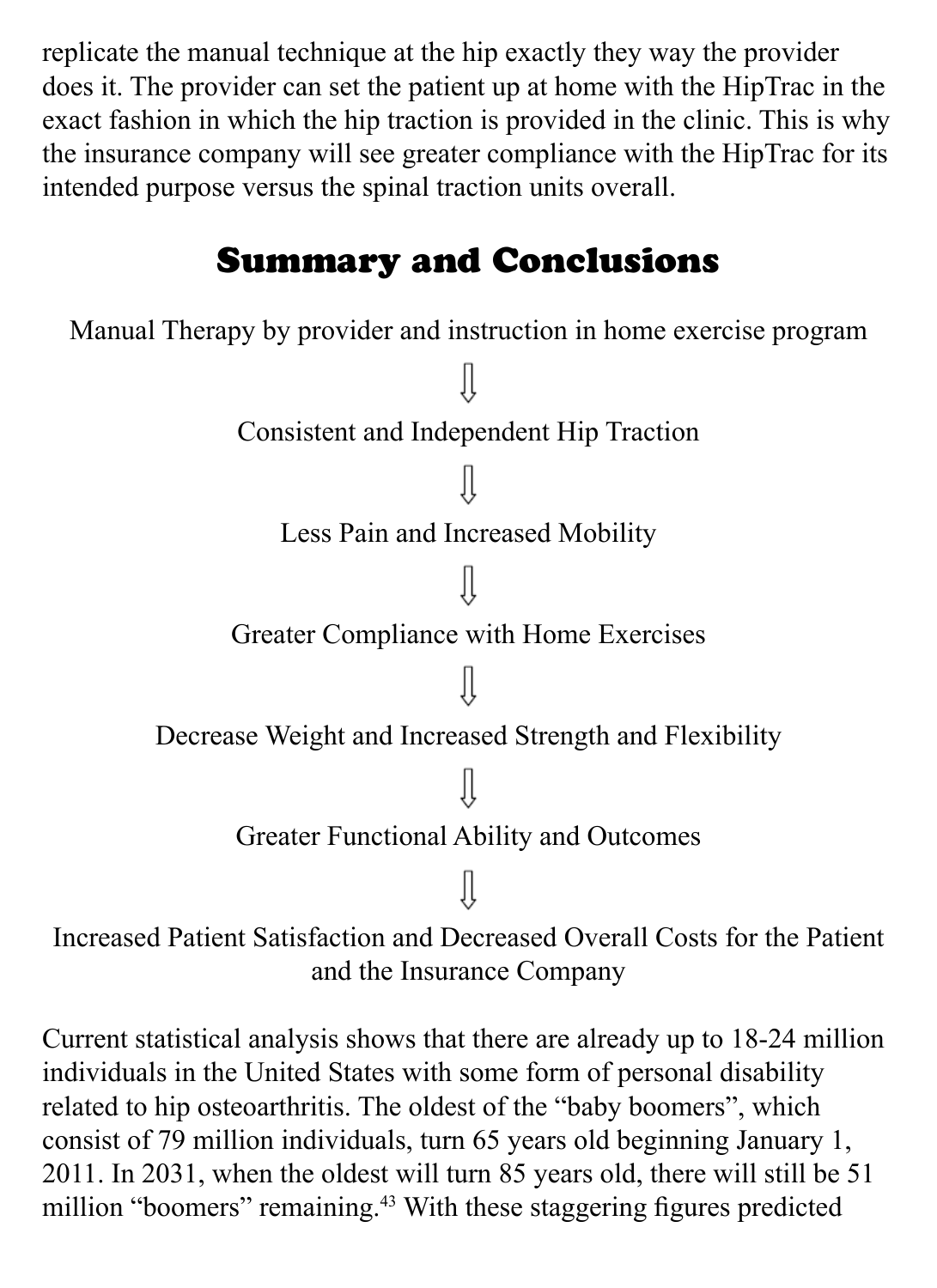replicate the manual technique at the hip exactly they way the provider does it. The provider can set the patient up at home with the HipTrac in the exact fashion in which the hip traction is provided in the clinic. This is why the insurance company will see greater compliance with the HipTrac for its intended purpose versus the spinal traction units overall.

## Summary and Conclusions

Manual Therapy by provider and instruction in home exercise program

⇓

Consistent and Independent Hip Traction

⇓

Less Pain and Increased Mobility

⇓

Greater Compliance with Home Exercises

⇓

Decrease Weight and Increased Strength and Flexibility

⇓

Greater Functional Ability and Outcomes

⇓

Increased Patient Satisfaction and Decreased Overall Costs for the Patient and the Insurance Company

Current statistical analysis shows that there are already up to 18-24 million individuals in the United States with some form of personal disability related to hip osteoarthritis. The oldest of the "baby boomers", which consist of 79 million individuals, turn 65 years old beginning January 1, 2011. In 2031, when the oldest will turn 85 years old, there will still be 51 million "boomers" remaining.[43] With these staggering figures predicted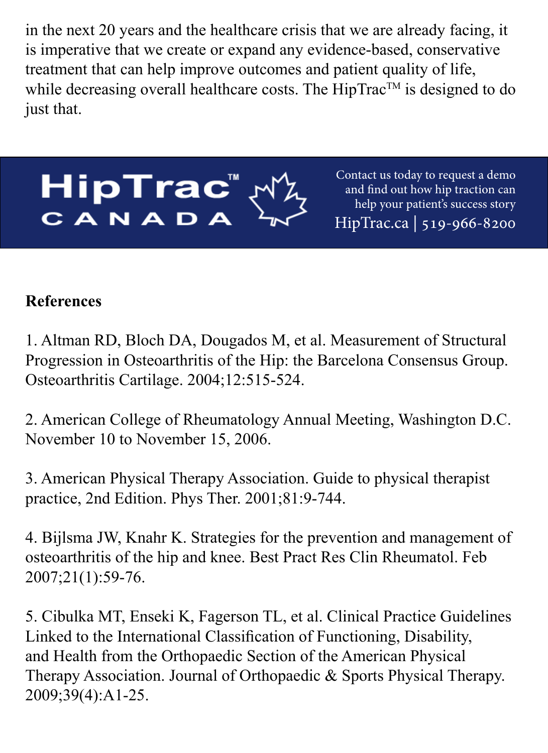in the next 20 years and the healthcare crisis that we are already facing, it is imperative that we create or expand any evidence-based, conservative treatment that can help improve outcomes and patient quality of life, while decreasing overall healthcare costs. The HipTrac™ is designed to do just that.

**HipTrac™ CANADA**

Contact us today to request a demo and find out how hip traction can help your patient's success story

HipTrac.ca | 519-966-8200

**References**

1. Altman RD, Bloch DA, Dougados M, et al. Measurement of Structural Progression in Osteoarthritis of the Hip: the Barcelona Consensus Group. Osteoarthritis Cartilage. 2004;12:515-524.

2. American College of Rheumatology Annual Meeting, Washington D.C. November 10 to November 15, 2006.

3. American Physical Therapy Association. Guide to physical therapist practice, 2nd Edition. Phys Ther. 2001;81:9-744.

4. Bijlsma JW, Knahr K. Strategies for the prevention and management of osteoarthritis of the hip and knee. Best Pract Res Clin Rheumatol. Feb 2007;21(1):59-76.

5. Cibulka MT, Enseki K, Fagerson TL, et al. Clinical Practice Guidelines Linked to the International Classification of Functioning, Disability, and Health from the Orthopaedic Section of the American Physical Therapy Association. Journal of Orthopaedic & Sports Physical Therapy. 2009;39(4):A1-25.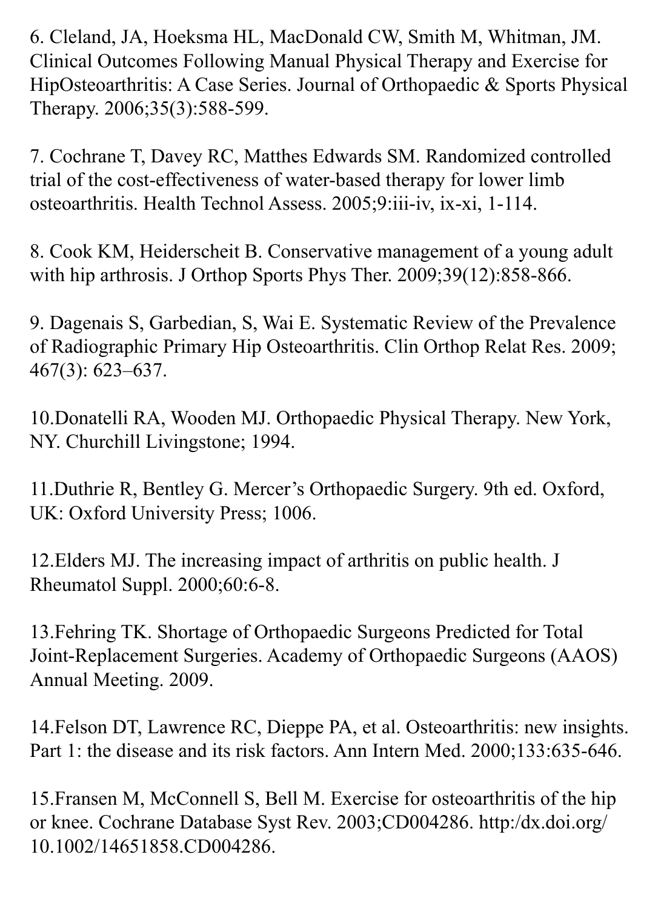6. Cleland, JA, Hoeksma HL, MacDonald CW, Smith M, Whitman, JM. Clinical Outcomes Following Manual Physical Therapy and Exercise for HipOsteoarthritis: A Case Series. Journal of Orthopaedic & Sports Physical Therapy. 2006;35(3):588-599.

7. Cochrane T, Davey RC, Matthes Edwards SM. Randomized controlled trial of the cost-effectiveness of water-based therapy for lower limb osteoarthritis. Health Technol Assess. 2005;9:iii-iv, ix-xi, 1-114.

8. Cook KM, Heiderscheit B. Conservative management of a young adult with hip arthrosis. J Orthop Sports Phys Ther. 2009;39(12):858-866.

9. Dagenais S, Garbedian, S, Wai E. Systematic Review of the Prevalence of Radiographic Primary Hip Osteoarthritis. Clin Orthop Relat Res. 2009; 467(3): 623–637.

10.Donatelli RA, Wooden MJ. Orthopaedic Physical Therapy. New York, NY. Churchill Livingstone; 1994.

11.Duthrie R, Bentley G. Mercer's Orthopaedic Surgery. 9th ed. Oxford, UK: Oxford University Press; 1006.

12.Elders MJ. The increasing impact of arthritis on public health. J Rheumatol Suppl. 2000;60:6-8.

13.Fehring TK. Shortage of Orthopaedic Surgeons Predicted for Total Joint-Replacement Surgeries. Academy of Orthopaedic Surgeons (AAOS) Annual Meeting. 2009.

14.Felson DT, Lawrence RC, Dieppe PA, et al. Osteoarthritis: new insights. Part 1: the disease and its risk factors. Ann Intern Med. 2000;133:635-646.

15.Fransen M, McConnell S, Bell M. Exercise for osteoarthritis of the hip or knee. Cochrane Database Syst Rev. 2003;CD004286. http:/dx.doi.org/10.1002/14651858.CD004286.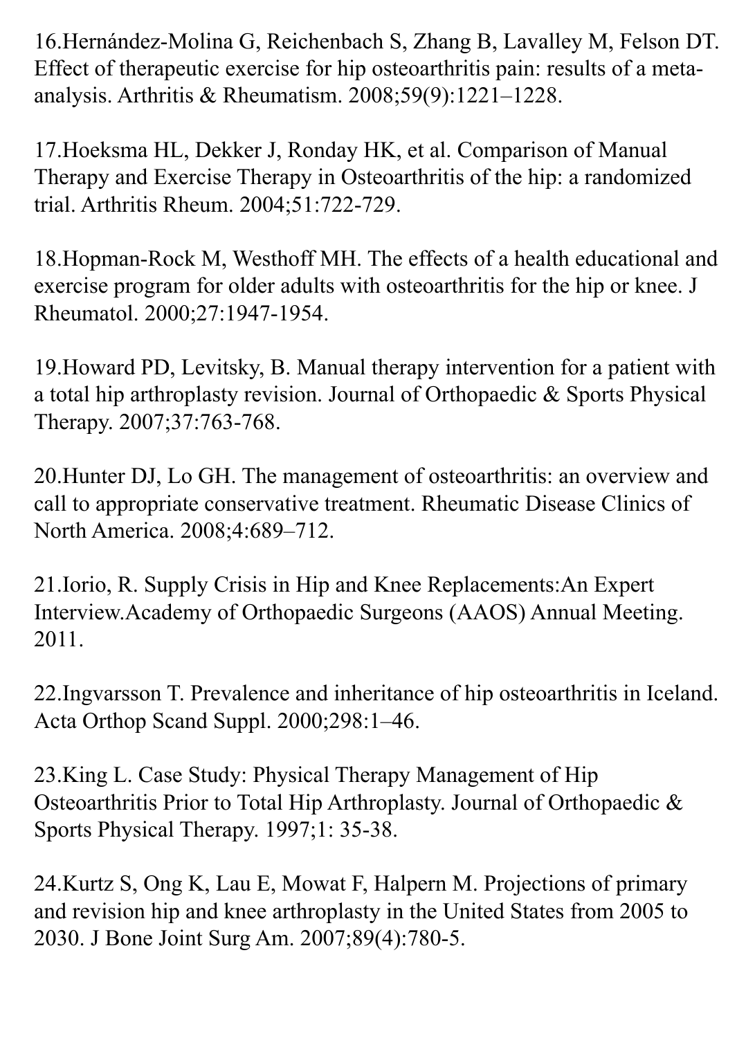16.Hernández-Molina G, Reichenbach S, Zhang B, Lavalley M, Felson DT. Effect of therapeutic exercise for hip osteoarthritis pain: results of a meta-analysis. Arthritis & Rheumatism. 2008;59(9):1221–1228.

17.Hoeksma HL, Dekker J, Ronday HK, et al. Comparison of Manual Therapy and Exercise Therapy in Osteoarthritis of the hip: a randomized trial. Arthritis Rheum. 2004;51:722-729.

18.Hopman-Rock M, Westhoff MH. The effects of a health educational and exercise program for older adults with osteoarthritis for the hip or knee. J Rheumatol. 2000;27:1947-1954.

19.Howard PD, Levitsky, B. Manual therapy intervention for a patient with a total hip arthroplasty revision. Journal of Orthopaedic & Sports Physical Therapy. 2007;37:763-768.

20.Hunter DJ, Lo GH. The management of osteoarthritis: an overview and call to appropriate conservative treatment. Rheumatic Disease Clinics of North America. 2008;4:689–712.

21.Iorio, R. Supply Crisis in Hip and Knee Replacements:An Expert Interview.Academy of Orthopaedic Surgeons (AAOS) Annual Meeting. 2011.

22.Ingvarsson T. Prevalence and inheritance of hip osteoarthritis in Iceland. Acta Orthop Scand Suppl. 2000;298:1–46.

23.King L. Case Study: Physical Therapy Management of Hip Osteoarthritis Prior to Total Hip Arthroplasty. Journal of Orthopaedic & Sports Physical Therapy. 1997;1: 35-38.

24.Kurtz S, Ong K, Lau E, Mowat F, Halpern M. Projections of primary and revision hip and knee arthroplasty in the United States from 2005 to 2030. J Bone Joint Surg Am. 2007;89(4):780-5.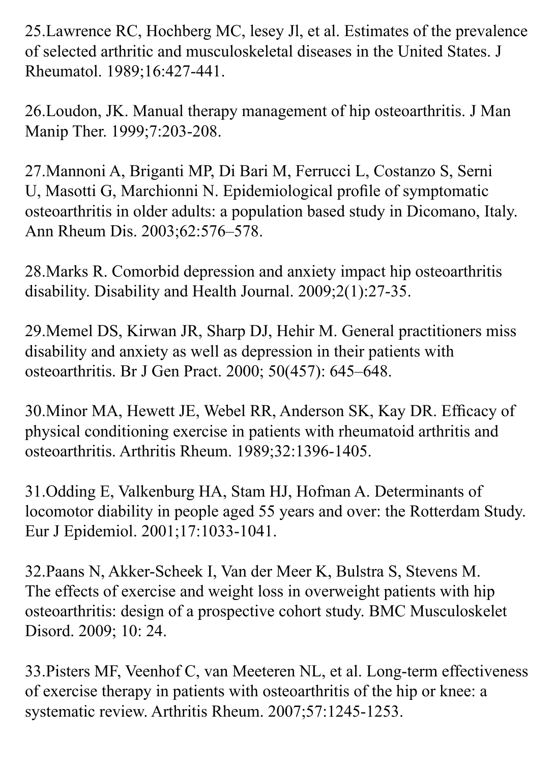25.Lawrence RC, Hochberg MC, lesey Jl, et al. Estimates of the prevalence of selected arthritic and musculoskeletal diseases in the United States. J Rheumatol. 1989;16:427-441.

26.Loudon, JK. Manual therapy management of hip osteoarthritis. J Man Manip Ther. 1999;7:203-208.

27.Mannoni A, Briganti MP, Di Bari M, Ferrucci L, Costanzo S, Serni U, Masotti G, Marchionni N. Epidemiological profile of symptomatic osteoarthritis in older adults: a population based study in Dicomano, Italy. Ann Rheum Dis. 2003;62:576–578.

28.Marks R. Comorbid depression and anxiety impact hip osteoarthritis disability. Disability and Health Journal. 2009;2(1):27-35.

29.Memel DS, Kirwan JR, Sharp DJ, Hehir M. General practitioners miss disability and anxiety as well as depression in their patients with osteoarthritis. Br J Gen Pract. 2000; 50(457): 645–648.

30.Minor MA, Hewett JE, Webel RR, Anderson SK, Kay DR. Efficacy of physical conditioning exercise in patients with rheumatoid arthritis and osteoarthritis. Arthritis Rheum. 1989;32:1396-1405.

31.Odding E, Valkenburg HA, Stam HJ, Hofman A. Determinants of locomotor diability in people aged 55 years and over: the Rotterdam Study. Eur J Epidemiol. 2001;17:1033-1041.

32.Paans N, Akker-Scheek I, Van der Meer K, Bulstra S, Stevens M. The effects of exercise and weight loss in overweight patients with hip osteoarthritis: design of a prospective cohort study. BMC Musculoskelet Disord. 2009; 10: 24.

33.Pisters MF, Veenhof C, van Meeteren NL, et al. Long-term effectiveness of exercise therapy in patients with osteoarthritis of the hip or knee: a systematic review. Arthritis Rheum. 2007;57:1245-1253.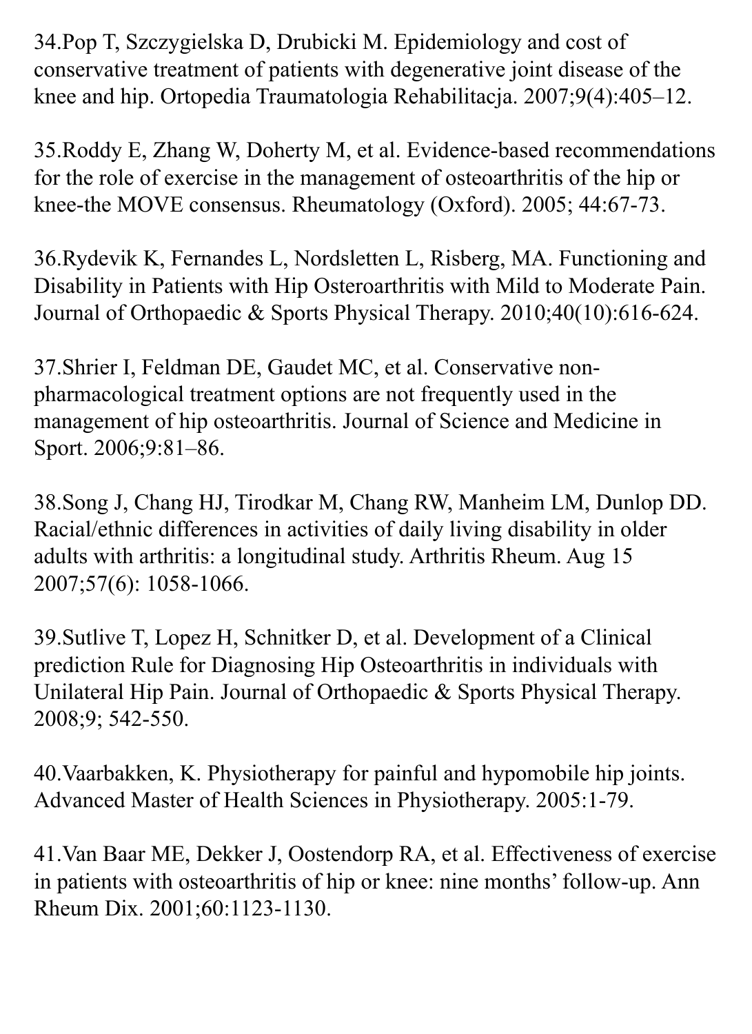34.Pop T, Szczygielska D, Drubicki M. Epidemiology and cost of conservative treatment of patients with degenerative joint disease of the knee and hip. Ortopedia Traumatologia Rehabilitacja. 2007;9(4):405–12.

35.Roddy E, Zhang W, Doherty M, et al. Evidence-based recommendations for the role of exercise in the management of osteoarthritis of the hip or knee-the MOVE consensus. Rheumatology (Oxford). 2005; 44:67-73.

36.Rydevik K, Fernandes L, Nordsletten L, Risberg, MA. Functioning and Disability in Patients with Hip Osteroarthritis with Mild to Moderate Pain. Journal of Orthopaedic & Sports Physical Therapy. 2010;40(10):616-624.

37.Shrier I, Feldman DE, Gaudet MC, et al. Conservative non-pharmacological treatment options are not frequently used in the management of hip osteoarthritis. Journal of Science and Medicine in Sport. 2006;9:81–86.

38.Song J, Chang HJ, Tirodkar M, Chang RW, Manheim LM, Dunlop DD. Racial/ethnic differences in activities of daily living disability in older adults with arthritis: a longitudinal study. Arthritis Rheum. Aug 15 2007;57(6): 1058-1066.

39.Sutlive T, Lopez H, Schnitker D, et al. Development of a Clinical prediction Rule for Diagnosing Hip Osteoarthritis in individuals with Unilateral Hip Pain. Journal of Orthopaedic & Sports Physical Therapy. 2008;9; 542-550.

40.Vaarbakken, K. Physiotherapy for painful and hypomobile hip joints. Advanced Master of Health Sciences in Physiotherapy. 2005:1-79.

41.Van Baar ME, Dekker J, Oostendorp RA, et al. Effectiveness of exercise in patients with osteoarthritis of hip or knee: nine months' follow-up. Ann Rheum Dix. 2001;60:1123-1130.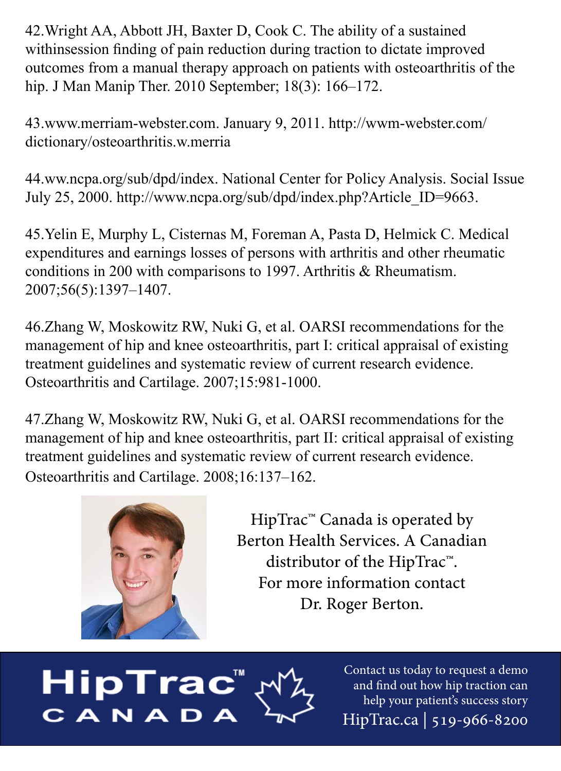42.Wright AA, Abbott JH, Baxter D, Cook C. The ability of a sustained withinsession finding of pain reduction during traction to dictate improved outcomes from a manual therapy approach on patients with osteoarthritis of the hip. J Man Manip Ther. 2010 September; 18(3): 166–172.

43.www.merriam-webster.com. January 9, 2011. http://wwm-webster.com/dictionary/osteoarthritis.w.merria

44.ww.ncpa.org/sub/dpd/index. National Center for Policy Analysis. Social Issue July 25, 2000. http://www.ncpa.org/sub/dpd/index.php?Article_ID=9663.

45.Yelin E, Murphy L, Cisternas M, Foreman A, Pasta D, Helmick C. Medical expenditures and earnings losses of persons with arthritis and other rheumatic conditions in 200 with comparisons to 1997. Arthritis & Rheumatism. 2007;56(5):1397–1407.

46.Zhang W, Moskowitz RW, Nuki G, et al. OARSI recommendations for the management of hip and knee osteoarthritis, part I: critical appraisal of existing treatment guidelines and systematic review of current research evidence. Osteoarthritis and Cartilage. 2007;15:981-1000.

47.Zhang W, Moskowitz RW, Nuki G, et al. OARSI recommendations for the management of hip and knee osteoarthritis, part II: critical appraisal of existing treatment guidelines and systematic review of current research evidence. Osteoarthritis and Cartilage. 2008;16:137–162.

HipTrac™ Canada is operated by Berton Health Services. A Canadian distributor of the HipTrac™. For more information contact Dr. Roger Berton.

HipTrac™ CANADA

Contact us today to request a demo and find out how hip traction can help your patient's success story

HipTrac.ca | 519-966-8200